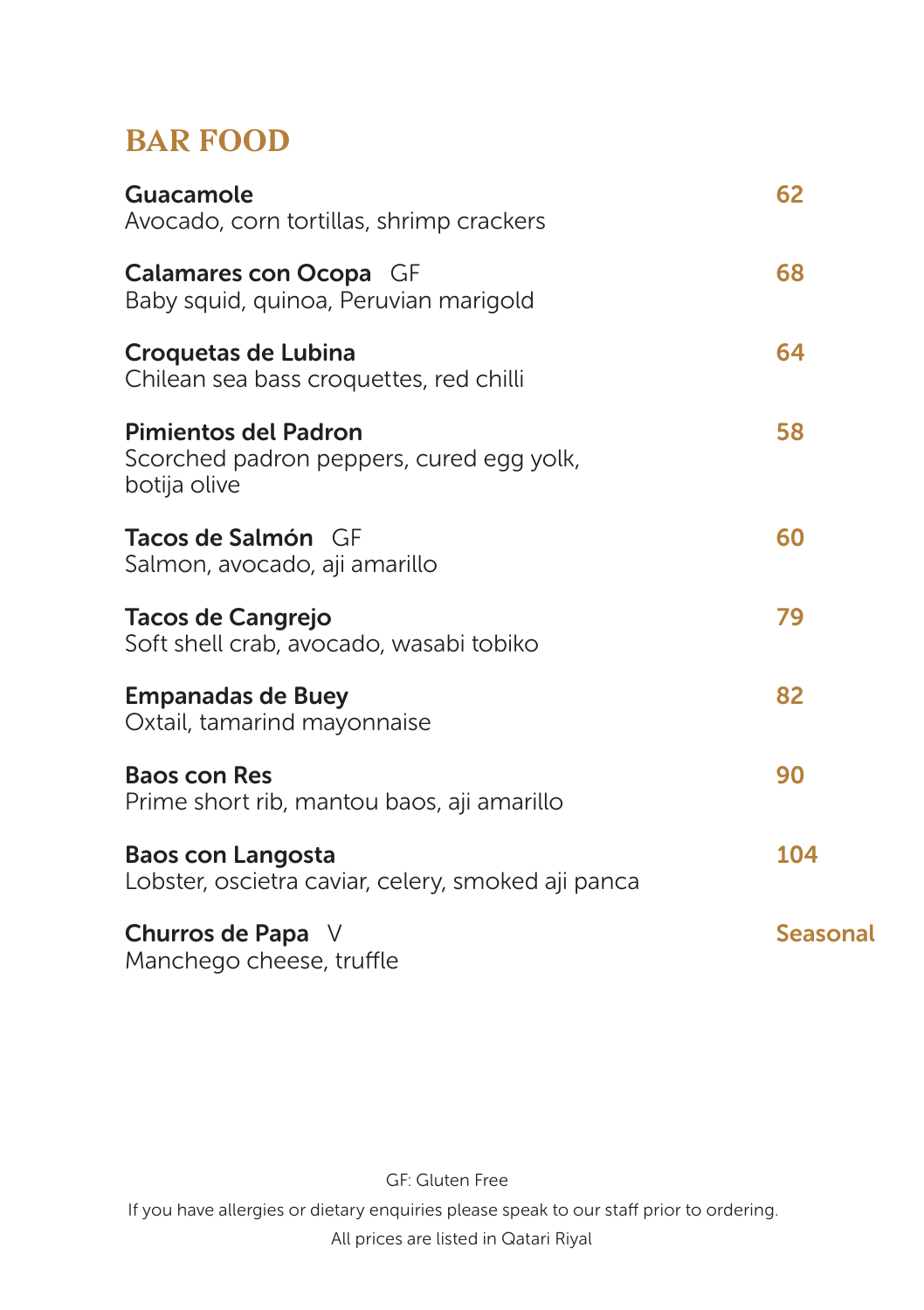# BAR FOOD

**Guacamole** — **62**
Avocado, corn tortillas, shrimp crackers

**Calamares con Ocopa** GF — **68**
Baby squid, quinoa, Peruvian marigold

**Croquetas de Lubina** — **64**
Chilean sea bass croquettes, red chilli

**Pimientos del Padron** — **58**
Scorched padron peppers, cured egg yolk, botija olive

**Tacos de Salmón** GF — **60**
Salmon, avocado, aji amarillo

**Tacos de Cangrejo** — **79**
Soft shell crab, avocado, wasabi tobiko

**Empanadas de Buey** — **82**
Oxtail, tamarind mayonnaise

**Baos con Res** — **90**
Prime short rib, mantou baos, aji amarillo

**Baos con Langosta** — **104**
Lobster, oscietra caviar, celery, smoked aji panca

**Churros de Papa** V — **Seasonal**
Manchego cheese, truffle

GF: Gluten Free

If you have allergies or dietary enquiries please speak to our staff prior to ordering.

All prices are listed in Qatari Riyal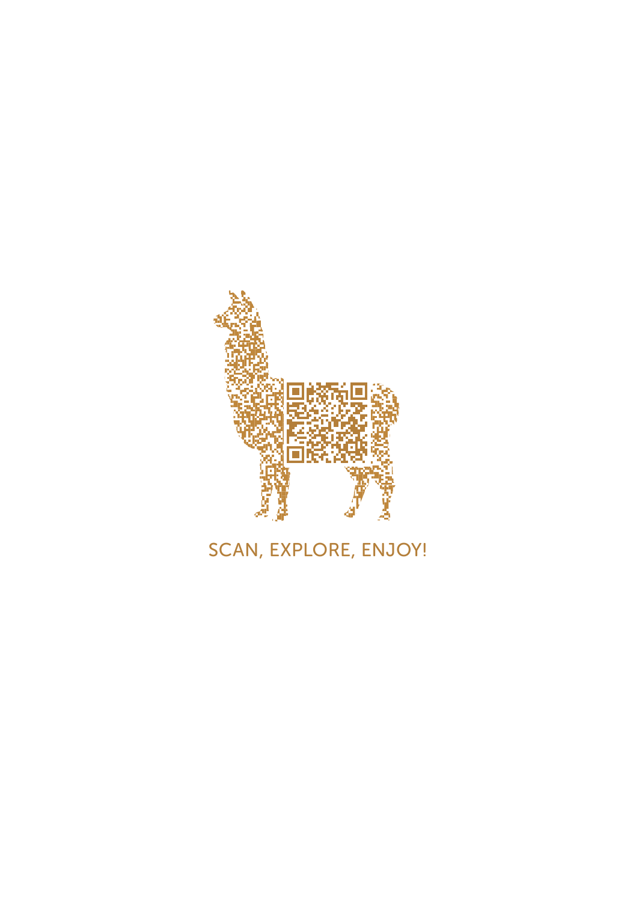SCAN, EXPLORE, ENJOY!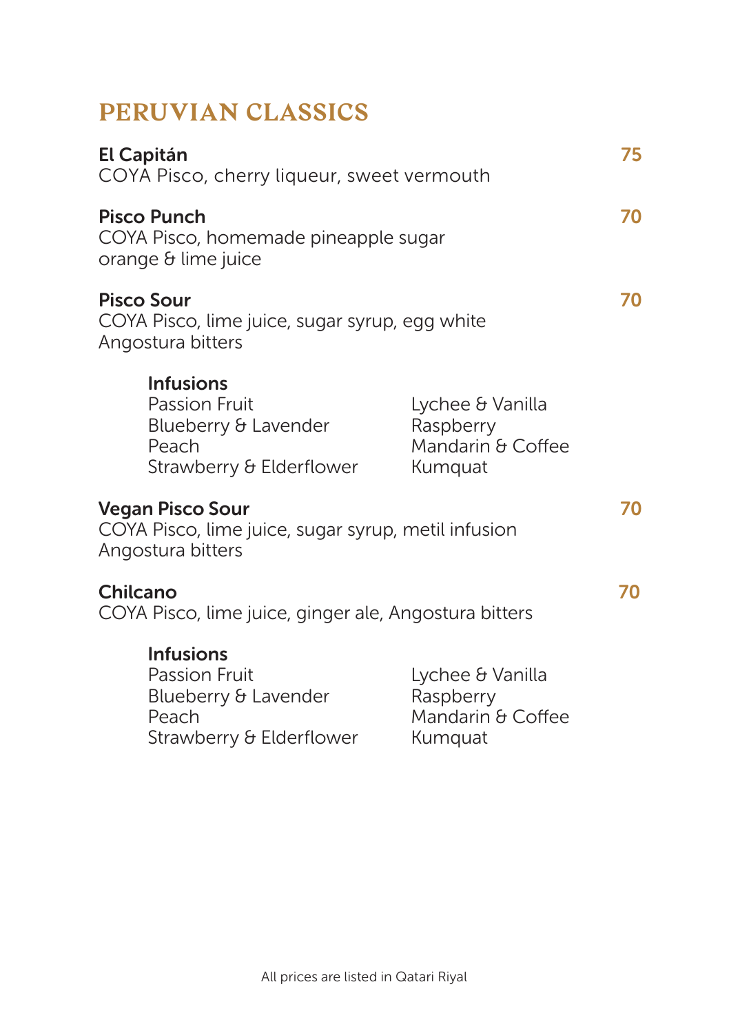# PERUVIAN CLASSICS

**El Capitán** **75**
COYA Pisco, cherry liqueur, sweet vermouth

**Pisco Punch** **70**
COYA Pisco, homemade pineapple sugar
orange & lime juice

**Pisco Sour** **70**
COYA Pisco, lime juice, sugar syrup, egg white
Angostura bitters

**Infusions**
Passion Fruit
Blueberry & Lavender
Peach
Strawberry & Elderflower
Lychee & Vanilla
Raspberry
Mandarin & Coffee
Kumquat

**Vegan Pisco Sour** **70**
COYA Pisco, lime juice, sugar syrup, metil infusion
Angostura bitters

**Chilcano** **70**
COYA Pisco, lime juice, ginger ale, Angostura bitters

**Infusions**
Passion Fruit
Blueberry & Lavender
Peach
Strawberry & Elderflower
Lychee & Vanilla
Raspberry
Mandarin & Coffee
Kumquat

All prices are listed in Qatari Riyal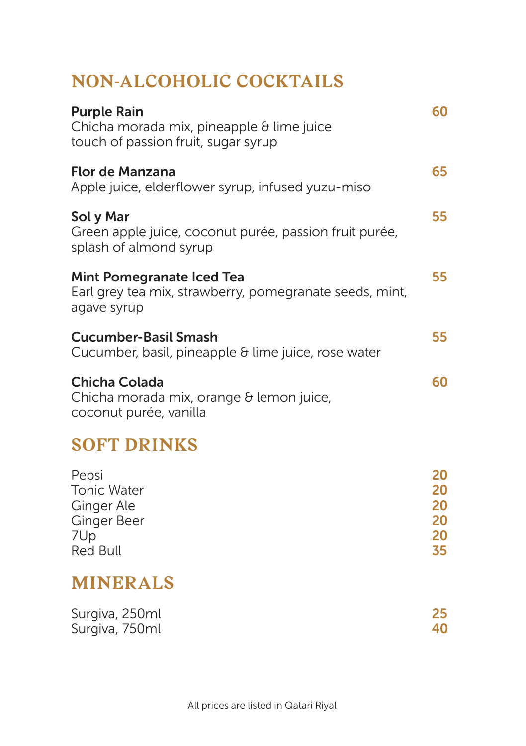## NON-ALCOHOLIC COCKTAILS

**Purple Rain** **60**
Chicha morada mix, pineapple & lime juice
touch of passion fruit, sugar syrup

**Flor de Manzana** **65**
Apple juice, elderflower syrup, infused yuzu-miso

**Sol y Mar** **55**
Green apple juice, coconut purée, passion fruit purée,
splash of almond syrup

**Mint Pomegranate Iced Tea** **55**
Earl grey tea mix, strawberry, pomegranate seeds, mint,
agave syrup

**Cucumber-Basil Smash** **55**
Cucumber, basil, pineapple & lime juice, rose water

**Chicha Colada** **60**
Chicha morada mix, orange & lemon juice,
coconut purée, vanilla

## SOFT DRINKS

| | |
|---|---|
| Pepsi | **20** |
| Tonic Water | **20** |
| Ginger Ale | **20** |
| Ginger Beer | **20** |
| 7Up | **20** |
| Red Bull | **35** |

## MINERALS

| | |
|---|---|
| Surgiva, 250ml | **25** |
| Surgiva, 750ml | **40** |

All prices are listed in Qatari Riyal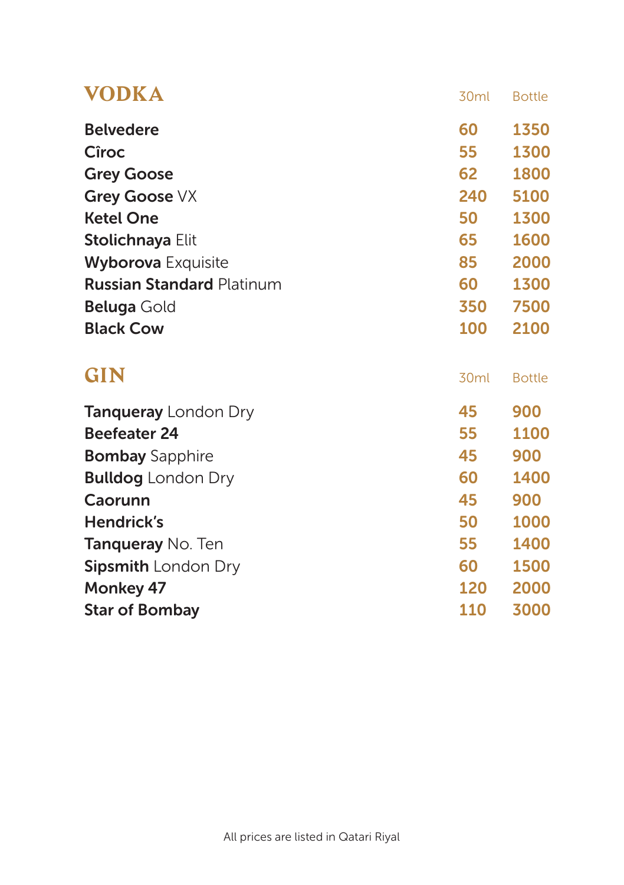## VODKA

| | 30ml | Bottle |
|---|---|---|
| **Belvedere** | 60 | 1350 |
| **Cîroc** | 55 | 1300 |
| **Grey Goose** | 62 | 1800 |
| **Grey Goose** VX | 240 | 5100 |
| **Ketel One** | 50 | 1300 |
| **Stolichnaya** Elit | 65 | 1600 |
| **Wyborova** Exquisite | 85 | 2000 |
| **Russian Standard** Platinum | 60 | 1300 |
| **Beluga** Gold | 350 | 7500 |
| **Black Cow** | 100 | 2100 |

## GIN

| | 30ml | Bottle |
|---|---|---|
| **Tanqueray** London Dry | 45 | 900 |
| **Beefeater 24** | 55 | 1100 |
| **Bombay** Sapphire | 45 | 900 |
| **Bulldog** London Dry | 60 | 1400 |
| **Caorunn** | 45 | 900 |
| **Hendrick's** | 50 | 1000 |
| **Tanqueray** No. Ten | 55 | 1400 |
| **Sipsmith** London Dry | 60 | 1500 |
| **Monkey 47** | 120 | 2000 |
| **Star of Bombay** | 110 | 3000 |

All prices are listed in Qatari Riyal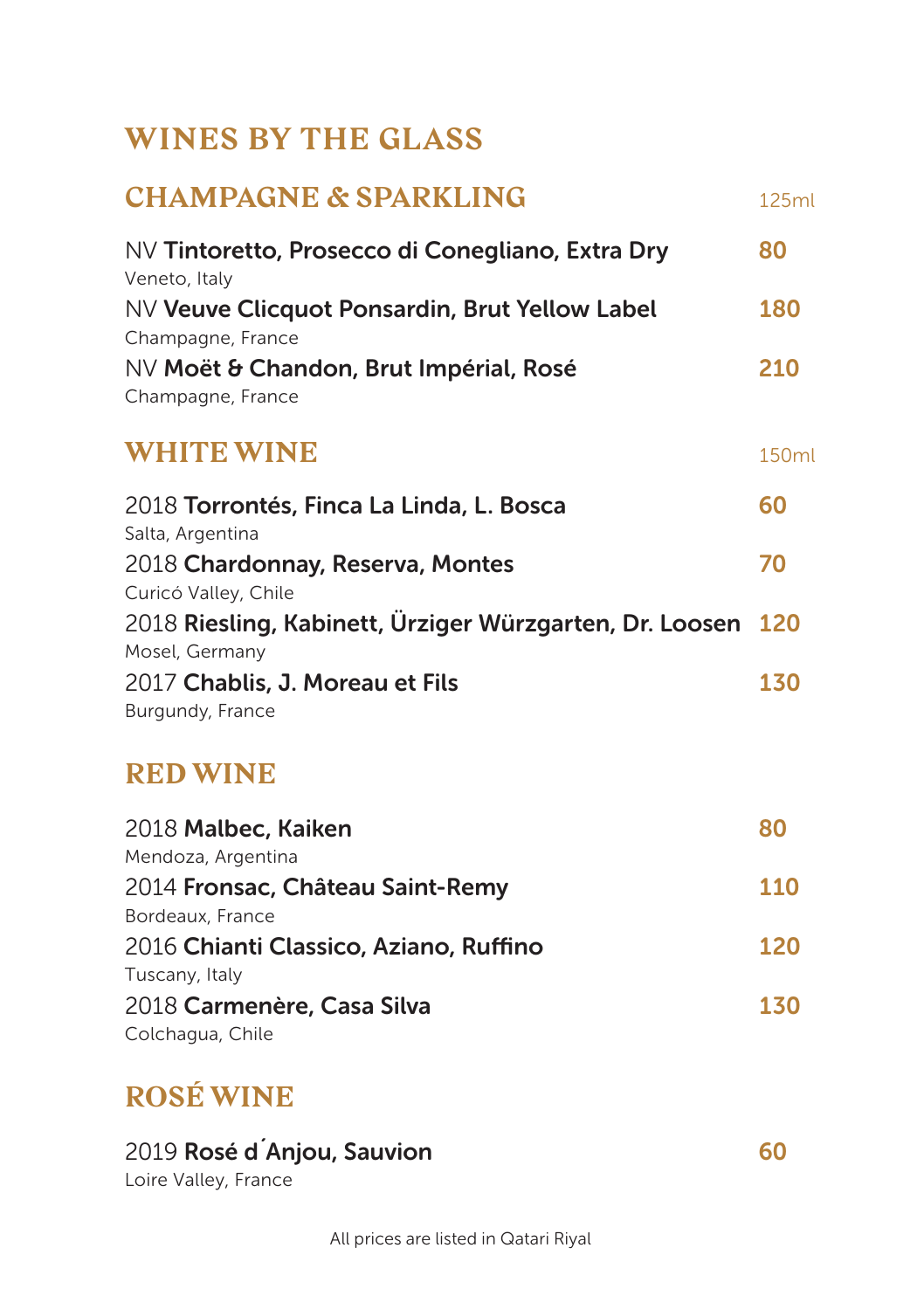# WINES BY THE GLASS

## CHAMPAGNE & SPARKLING

125ml

NV **Tintoretto, Prosecco di Conegliano, Extra Dry** **80**
Veneto, Italy

NV **Veuve Clicquot Ponsardin, Brut Yellow Label** **180**
Champagne, France

NV **Moët & Chandon, Brut Impérial, Rosé** **210**
Champagne, France

## WHITE WINE

150ml

2018 **Torrontés, Finca La Linda, L. Bosca** **60**
Salta, Argentina

2018 **Chardonnay, Reserva, Montes** **70**
Curicó Valley, Chile

2018 **Riesling, Kabinett, Ürziger Würzgarten, Dr. Loosen** **120**
Mosel, Germany

2017 **Chablis, J. Moreau et Fils** **130**
Burgundy, France

## RED WINE

2018 **Malbec, Kaiken** **80**
Mendoza, Argentina

2014 **Fronsac, Château Saint-Remy** **110**
Bordeaux, France

2016 **Chianti Classico, Aziano, Ruffino** **120**
Tuscany, Italy

2018 **Carmenère, Casa Silva** **130**
Colchagua, Chile

## ROSÉ WINE

2019 **Rosé d´Anjou, Sauvion** **60**
Loire Valley, France

All prices are listed in Qatari Riyal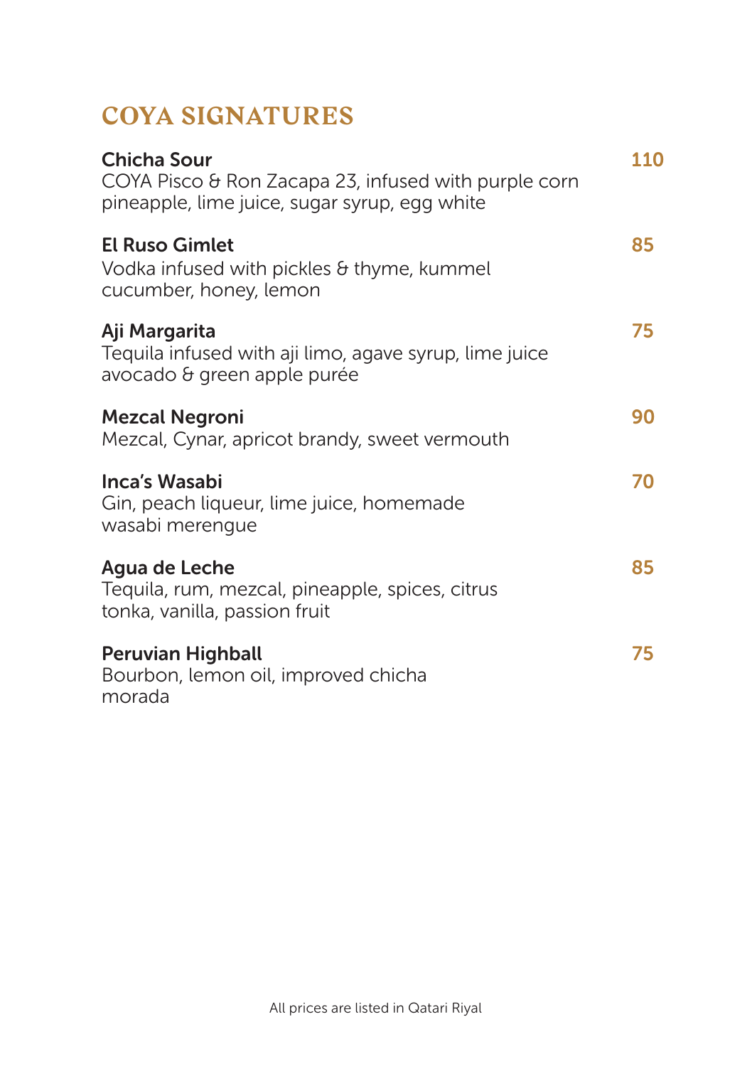## COYA SIGNATURES

**Chicha Sour** — **110**
COYA Pisco & Ron Zacapa 23, infused with purple corn
pineapple, lime juice, sugar syrup, egg white

**El Ruso Gimlet** — **85**
Vodka infused with pickles & thyme, kummel
cucumber, honey, lemon

**Aji Margarita** — **75**
Tequila infused with aji limo, agave syrup, lime juice
avocado & green apple purée

**Mezcal Negroni** — **90**
Mezcal, Cynar, apricot brandy, sweet vermouth

**Inca's Wasabi** — **70**
Gin, peach liqueur, lime juice, homemade
wasabi merengue

**Agua de Leche** — **85**
Tequila, rum, mezcal, pineapple, spices, citrus
tonka, vanilla, passion fruit

**Peruvian Highball** — **75**
Bourbon, lemon oil, improved chicha
morada

All prices are listed in Qatari Riyal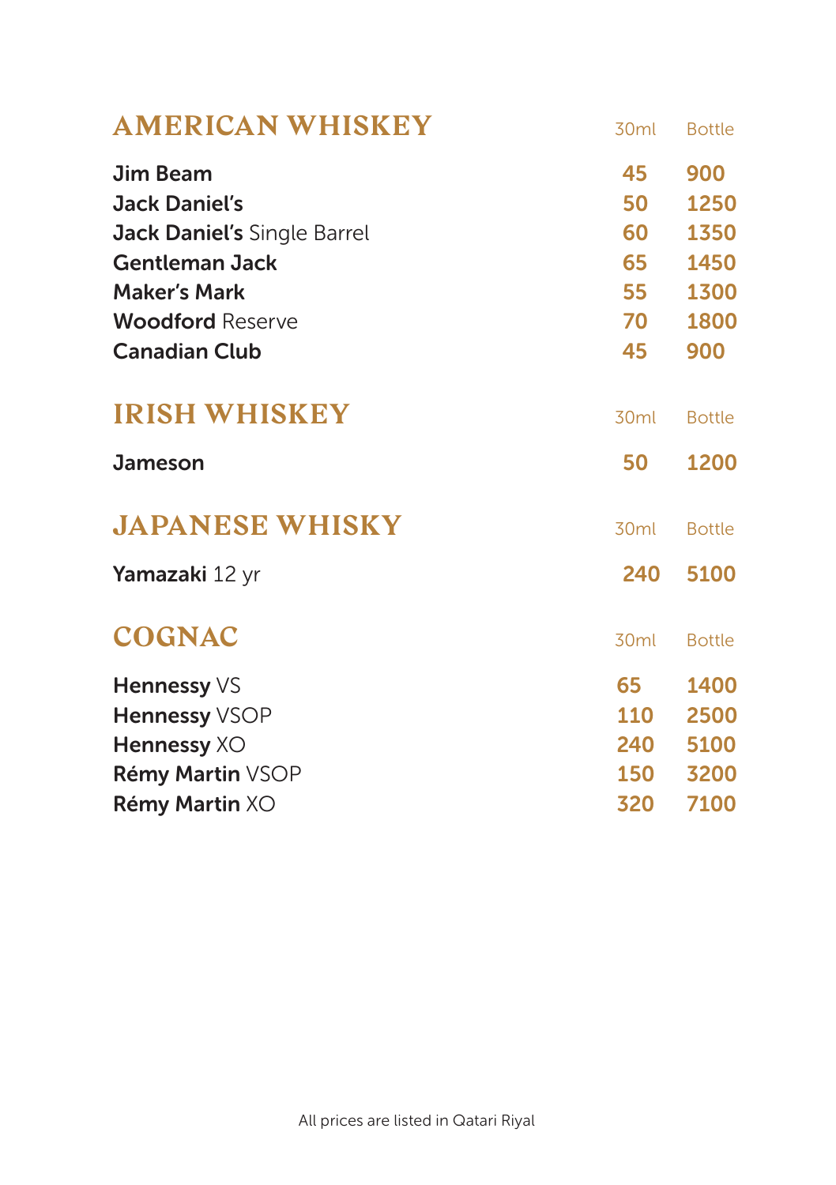## AMERICAN WHISKEY

| | 30ml | Bottle |
|---|---|---|
| **Jim Beam** | 45 | 900 |
| **Jack Daniel's** | 50 | 1250 |
| **Jack Daniel's** Single Barrel | 60 | 1350 |
| **Gentleman Jack** | 65 | 1450 |
| **Maker's Mark** | 55 | 1300 |
| **Woodford** Reserve | 70 | 1800 |
| **Canadian Club** | 45 | 900 |

## IRISH WHISKEY

| | 30ml | Bottle |
|---|---|---|
| **Jameson** | 50 | 1200 |

## JAPANESE WHISKY

| | 30ml | Bottle |
|---|---|---|
| **Yamazaki** 12 yr | 240 | 5100 |

## COGNAC

| | 30ml | Bottle |
|---|---|---|
| **Hennessy** VS | 65 | 1400 |
| **Hennessy** VSOP | 110 | 2500 |
| **Hennessy** XO | 240 | 5100 |
| **Rémy Martin** VSOP | 150 | 3200 |
| **Rémy Martin** XO | 320 | 7100 |

All prices are listed in Qatari Riyal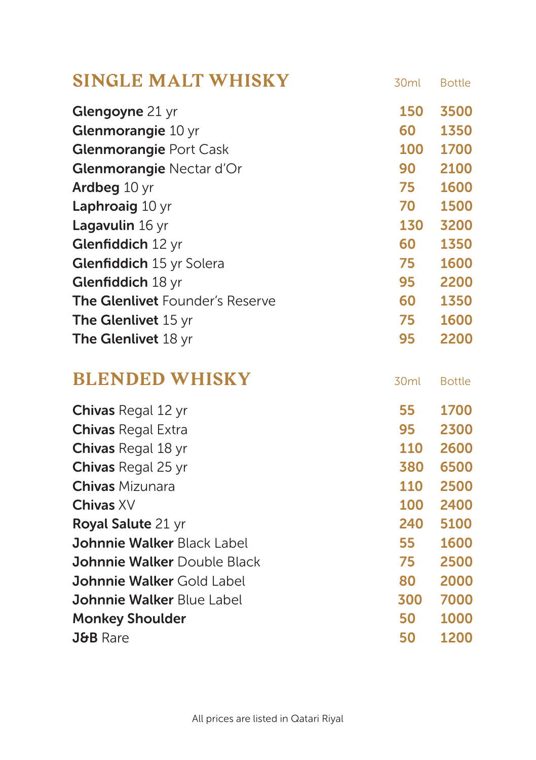## SINGLE MALT WHISKY

| | 30ml | Bottle |
|---|---|---|
| **Glengoyne** 21 yr | 150 | 3500 |
| **Glenmorangie** 10 yr | 60 | 1350 |
| **Glenmorangie** Port Cask | 100 | 1700 |
| **Glenmorangie** Nectar d'Or | 90 | 2100 |
| **Ardbeg** 10 yr | 75 | 1600 |
| **Laphroaig** 10 yr | 70 | 1500 |
| **Lagavulin** 16 yr | 130 | 3200 |
| **Glenfiddich** 12 yr | 60 | 1350 |
| **Glenfiddich** 15 yr Solera | 75 | 1600 |
| **Glenfiddich** 18 yr | 95 | 2200 |
| **The Glenlivet** Founder's Reserve | 60 | 1350 |
| **The Glenlivet** 15 yr | 75 | 1600 |
| **The Glenlivet** 18 yr | 95 | 2200 |

## BLENDED WHISKY

| | 30ml | Bottle |
|---|---|---|
| **Chivas** Regal 12 yr | 55 | 1700 |
| **Chivas** Regal Extra | 95 | 2300 |
| **Chivas** Regal 18 yr | 110 | 2600 |
| **Chivas** Regal 25 yr | 380 | 6500 |
| **Chivas** Mizunara | 110 | 2500 |
| **Chivas** XV | 100 | 2400 |
| **Royal Salute** 21 yr | 240 | 5100 |
| **Johnnie Walker** Black Label | 55 | 1600 |
| **Johnnie Walker** Double Black | 75 | 2500 |
| **Johnnie Walker** Gold Label | 80 | 2000 |
| **Johnnie Walker** Blue Label | 300 | 7000 |
| **Monkey Shoulder** | 50 | 1000 |
| **J&B** Rare | 50 | 1200 |

All prices are listed in Qatari Riyal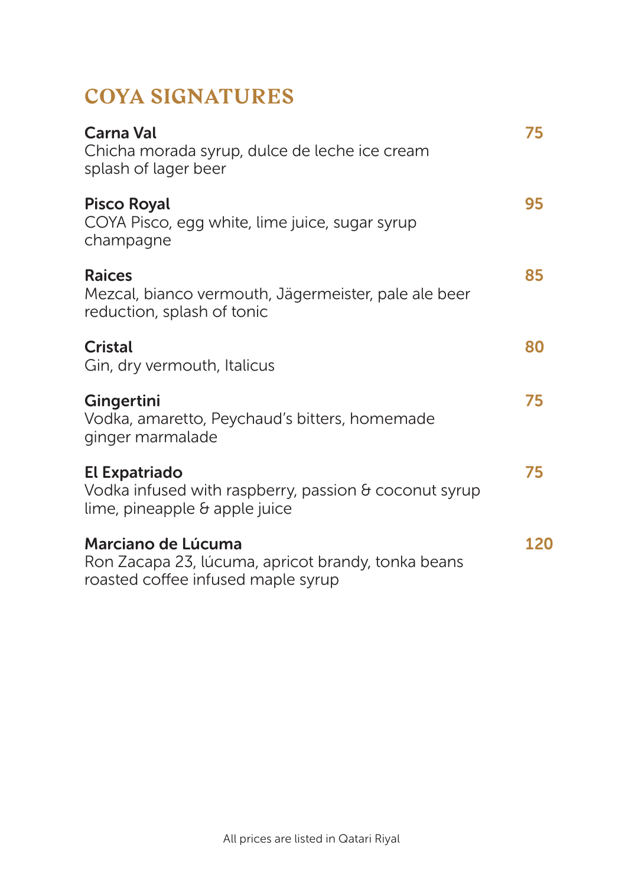# COYA SIGNATURES

**Carna Val** — **75**
Chicha morada syrup, dulce de leche ice cream
splash of lager beer

**Pisco Royal** — **95**
COYA Pisco, egg white, lime juice, sugar syrup
champagne

**Raices** — **85**
Mezcal, bianco vermouth, Jägermeister, pale ale beer
reduction, splash of tonic

**Cristal** — **80**
Gin, dry vermouth, Italicus

**Gingertini** — **75**
Vodka, amaretto, Peychaud's bitters, homemade
ginger marmalade

**El Expatriado** — **75**
Vodka infused with raspberry, passion & coconut syrup
lime, pineapple & apple juice

**Marciano de Lúcuma** — **120**
Ron Zacapa 23, lúcuma, apricot brandy, tonka beans
roasted coffee infused maple syrup

All prices are listed in Qatari Riyal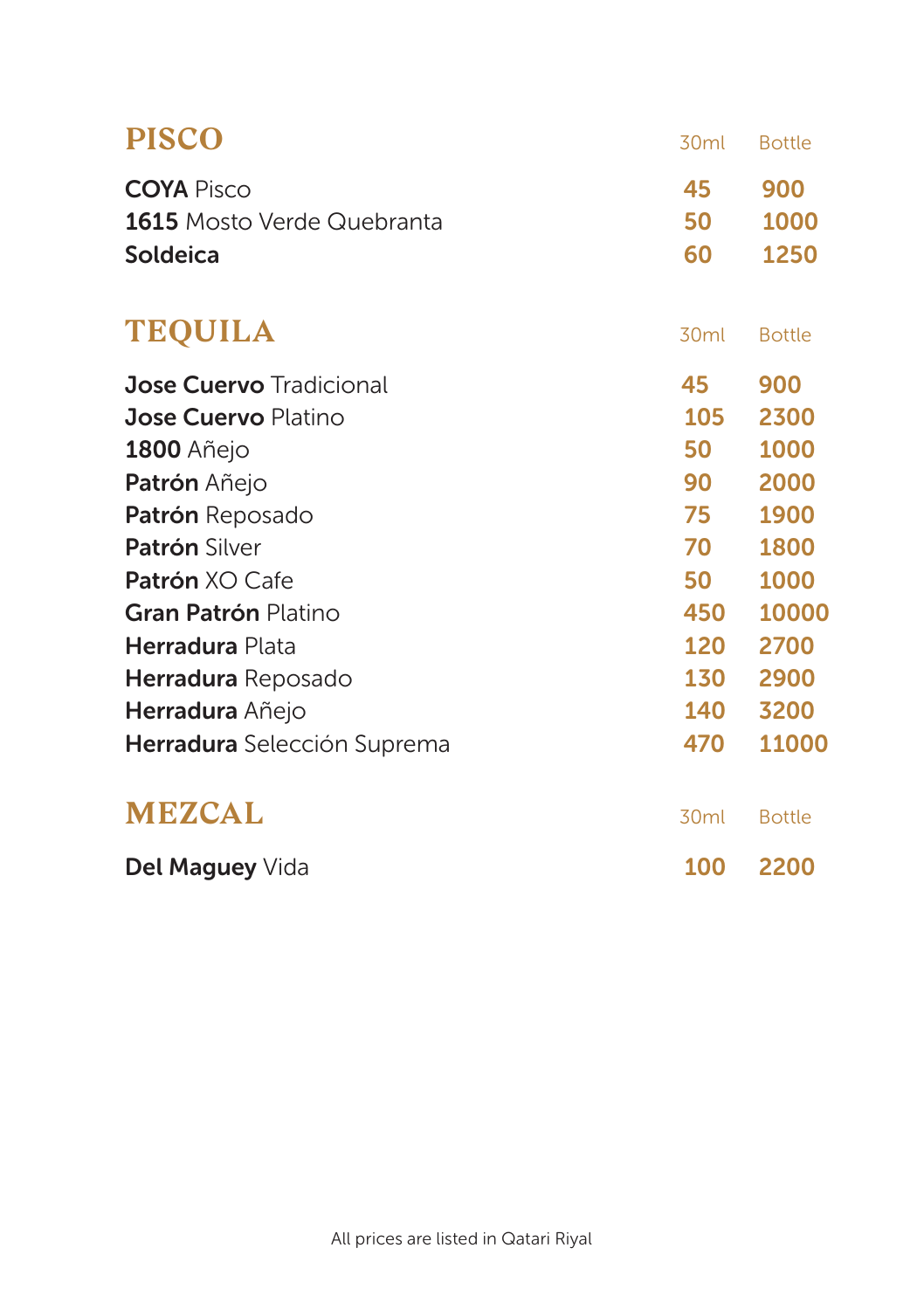## PISCO

| | 30ml | Bottle |
|---|---|---|
| **COYA** Pisco | 45 | 900 |
| **1615** Mosto Verde Quebranta | 50 | 1000 |
| **Soldeica** | 60 | 1250 |

## TEQUILA

| | 30ml | Bottle |
|---|---|---|
| **Jose Cuervo** Tradicional | 45 | 900 |
| **Jose Cuervo** Platino | 105 | 2300 |
| **1800** Añejo | 50 | 1000 |
| **Patrón** Añejo | 90 | 2000 |
| **Patrón** Reposado | 75 | 1900 |
| **Patrón** Silver | 70 | 1800 |
| **Patrón** XO Cafe | 50 | 1000 |
| **Gran Patrón** Platino | 450 | 10000 |
| **Herradura** Plata | 120 | 2700 |
| **Herradura** Reposado | 130 | 2900 |
| **Herradura** Añejo | 140 | 3200 |
| **Herradura** Selección Suprema | 470 | 11000 |

## MEZCAL

| | 30ml | Bottle |
|---|---|---|
| **Del Maguey** Vida | 100 | 2200 |

All prices are listed in Qatari Riyal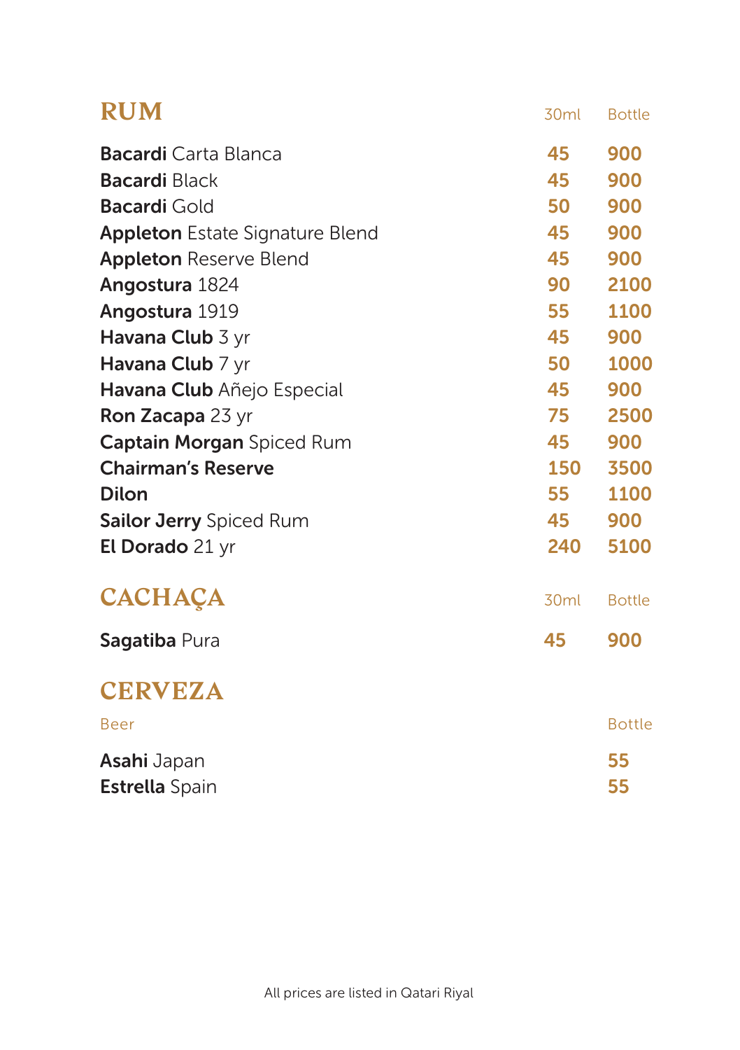## RUM

| | 30ml | Bottle |
|---|---|---|
| **Bacardi** Carta Blanca | 45 | 900 |
| **Bacardi** Black | 45 | 900 |
| **Bacardi** Gold | 50 | 900 |
| **Appleton** Estate Signature Blend | 45 | 900 |
| **Appleton** Reserve Blend | 45 | 900 |
| **Angostura** 1824 | 90 | 2100 |
| **Angostura** 1919 | 55 | 1100 |
| **Havana Club** 3 yr | 45 | 900 |
| **Havana Club** 7 yr | 50 | 1000 |
| **Havana Club** Añejo Especial | 45 | 900 |
| **Ron Zacapa** 23 yr | 75 | 2500 |
| **Captain Morgan** Spiced Rum | 45 | 900 |
| **Chairman's Reserve** | 150 | 3500 |
| **Dilon** | 55 | 1100 |
| **Sailor Jerry** Spiced Rum | 45 | 900 |
| **El Dorado** 21 yr | 240 | 5100 |

## CACHAÇA

| | 30ml | Bottle |
|---|---|---|
| **Sagatiba** Pura | 45 | 900 |

## CERVEZA

| Beer | Bottle |
|---|---|
| **Asahi** Japan | 55 |
| **Estrella** Spain | 55 |

All prices are listed in Qatari Riyal